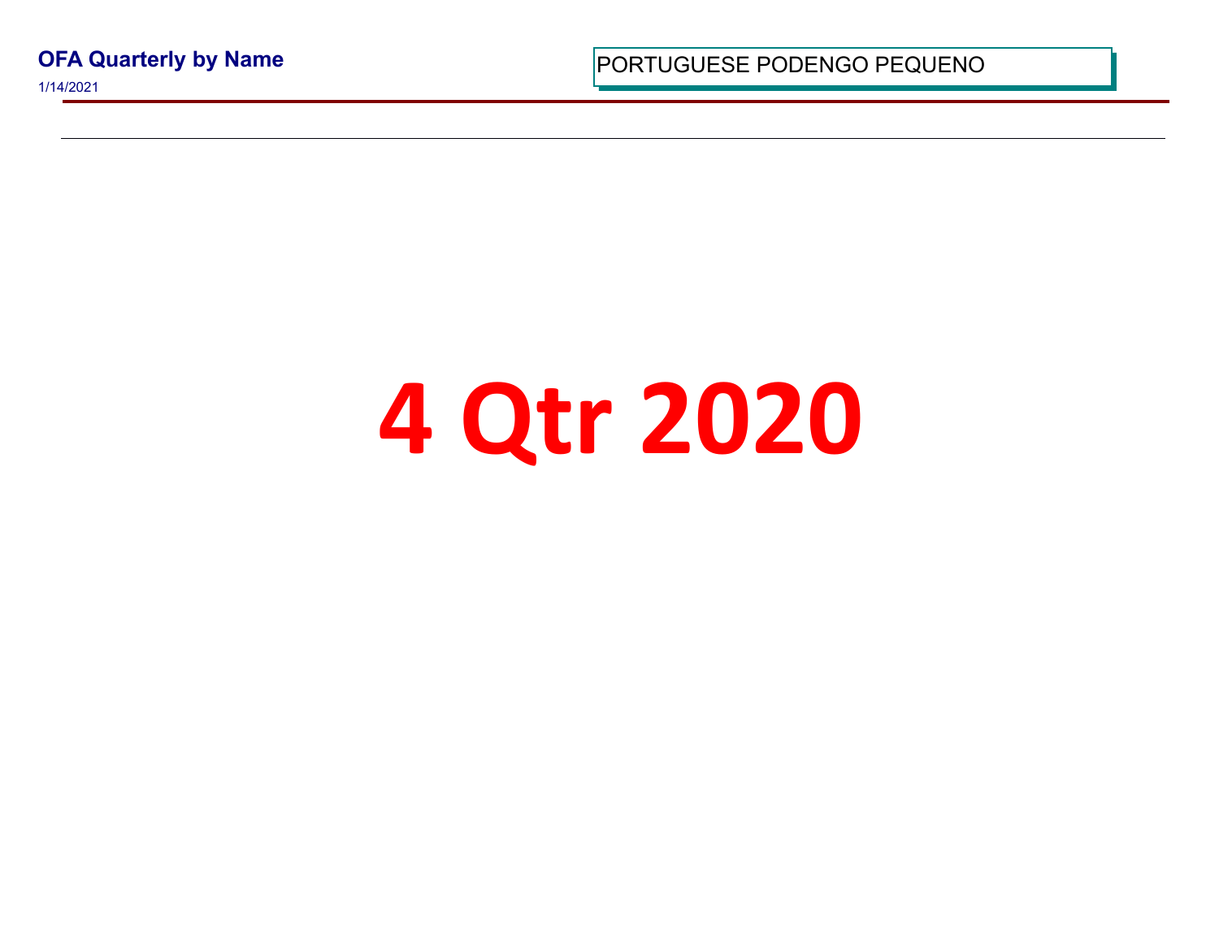**OFA Quarterly by Name**

1/14/2021

PORTUGUESE PODENGO PEQUENO

# 4 Qtr 2020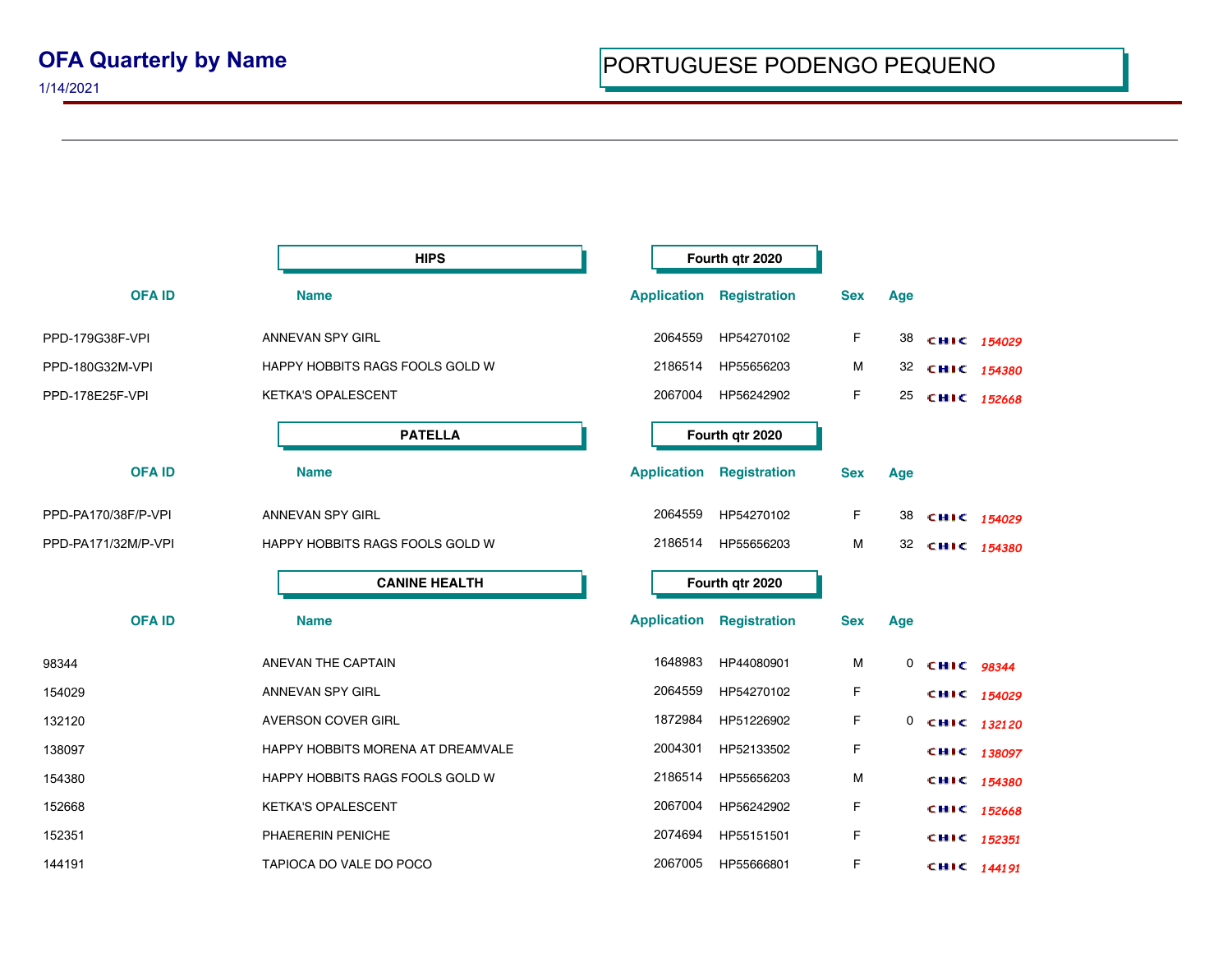# OFA Quarterly by Name

1/14/2021

## PORTUGUESE PODENGO PEQUENO

### HIPS — Fourth qtr 2020

| OFA ID | Name | Application | Registration | Sex | Age | | |
|---|---|---|---|---|---|---|---|
| PPD-179G38F-VPI | ANNEVAN SPY GIRL | 2064559 | HP54270102 | F | 38 | CHIC | *154029* |
| PPD-180G32M-VPI | HAPPY HOBBITS RAGS FOOLS GOLD W | 2186514 | HP55656203 | M | 32 | CHIC | *154380* |
| PPD-178E25F-VPI | KETKA'S OPALESCENT | 2067004 | HP56242902 | F | 25 | CHIC | *152668* |

### PATELLA — Fourth qtr 2020

| OFA ID | Name | Application | Registration | Sex | Age | | |
|---|---|---|---|---|---|---|---|
| PPD-PA170/38F/P-VPI | ANNEVAN SPY GIRL | 2064559 | HP54270102 | F | 38 | CHIC | *154029* |
| PPD-PA171/32M/P-VPI | HAPPY HOBBITS RAGS FOOLS GOLD W | 2186514 | HP55656203 | M | 32 | CHIC | *154380* |

### CANINE HEALTH — Fourth qtr 2020

| OFA ID | Name | Application | Registration | Sex | Age | | |
|---|---|---|---|---|---|---|---|
| 98344 | ANEVAN THE CAPTAIN | 1648983 | HP44080901 | M | 0 | CHIC | *98344* |
| 154029 | ANNEVAN SPY GIRL | 2064559 | HP54270102 | F | | CHIC | *154029* |
| 132120 | AVERSON COVER GIRL | 1872984 | HP51226902 | F | 0 | CHIC | *132120* |
| 138097 | HAPPY HOBBITS MORENA AT DREAMVALE | 2004301 | HP52133502 | F | | CHIC | *138097* |
| 154380 | HAPPY HOBBITS RAGS FOOLS GOLD W | 2186514 | HP55656203 | M | | CHIC | *154380* |
| 152668 | KETKA'S OPALESCENT | 2067004 | HP56242902 | F | | CHIC | *152668* |
| 152351 | PHAERERIN PENICHE | 2074694 | HP55151501 | F | | CHIC | *152351* |
| 144191 | TAPIOCA DO VALE DO POCO | 2067005 | HP55666801 | F | | CHIC | *144191* |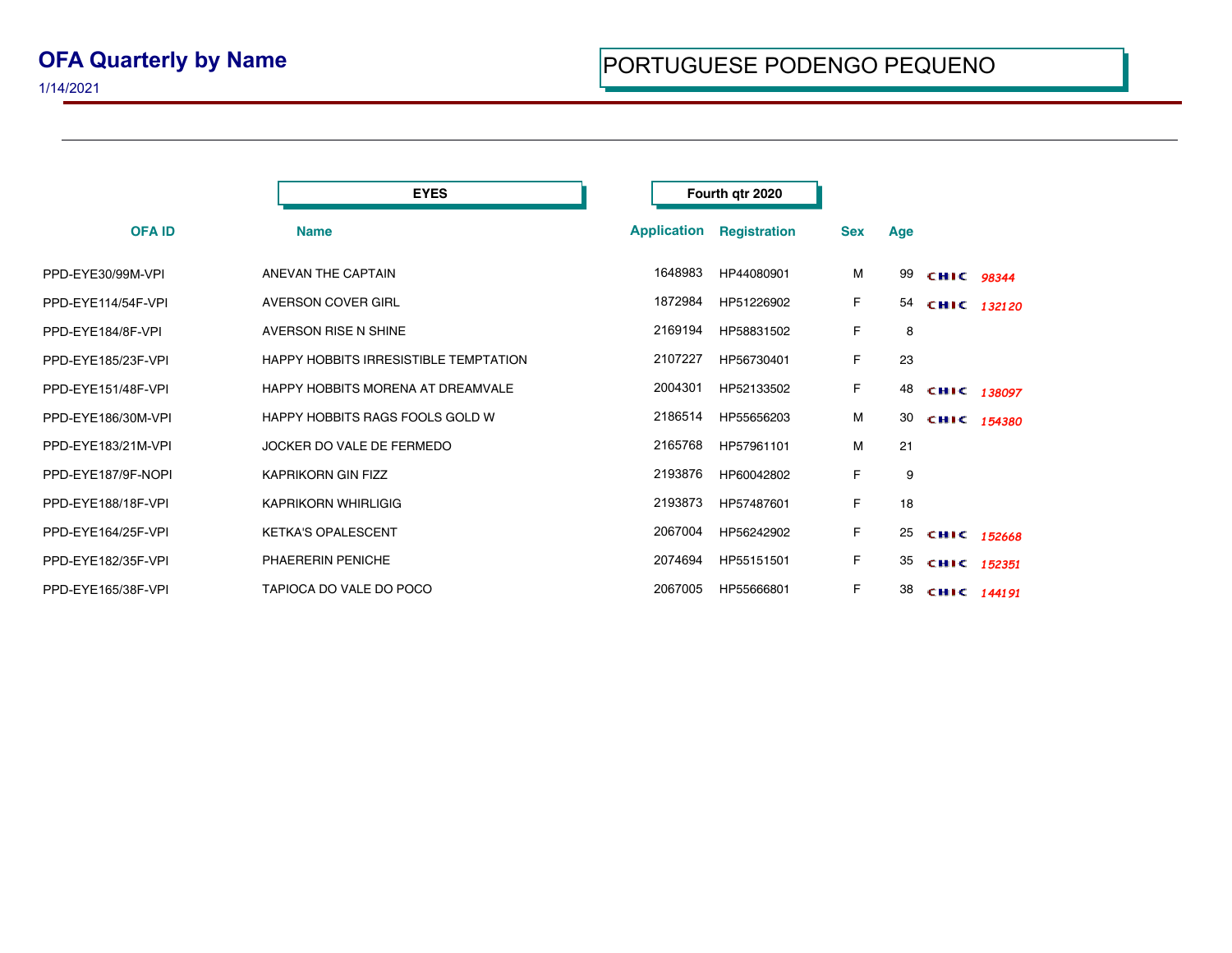# OFA Quarterly by Name

1/14/2021

## PORTUGUESE PODENGO PEQUENO

**EYES** | **Fourth qtr 2020**

| OFA ID | Name | Application | Registration | Sex | Age | | |
|---|---|---|---|---|---|---|---|
| PPD-EYE30/99M-VPI | ANEVAN THE CAPTAIN | 1648983 | HP44080901 | M | 99 | CHIC | 98344 |
| PPD-EYE114/54F-VPI | AVERSON COVER GIRL | 1872984 | HP51226902 | F | 54 | CHIC | 132120 |
| PPD-EYE184/8F-VPI | AVERSON RISE N SHINE | 2169194 | HP58831502 | F | 8 | | |
| PPD-EYE185/23F-VPI | HAPPY HOBBITS IRRESISTIBLE TEMPTATION | 2107227 | HP56730401 | F | 23 | | |
| PPD-EYE151/48F-VPI | HAPPY HOBBITS MORENA AT DREAMVALE | 2004301 | HP52133502 | F | 48 | CHIC | 138097 |
| PPD-EYE186/30M-VPI | HAPPY HOBBITS RAGS FOOLS GOLD W | 2186514 | HP55656203 | M | 30 | CHIC | 154380 |
| PPD-EYE183/21M-VPI | JOCKER DO VALE DE FERMEDO | 2165768 | HP57961101 | M | 21 | | |
| PPD-EYE187/9F-NOPI | KAPRIKORN GIN FIZZ | 2193876 | HP60042802 | F | 9 | | |
| PPD-EYE188/18F-VPI | KAPRIKORN WHIRLIGIG | 2193873 | HP57487601 | F | 18 | | |
| PPD-EYE164/25F-VPI | KETKA'S OPALESCENT | 2067004 | HP56242902 | F | 25 | CHIC | 152668 |
| PPD-EYE182/35F-VPI | PHAERERIN PENICHE | 2074694 | HP55151501 | F | 35 | CHIC | 152351 |
| PPD-EYE165/38F-VPI | TAPIOCA DO VALE DO POCO | 2067005 | HP55666801 | F | 38 | CHIC | 144191 |